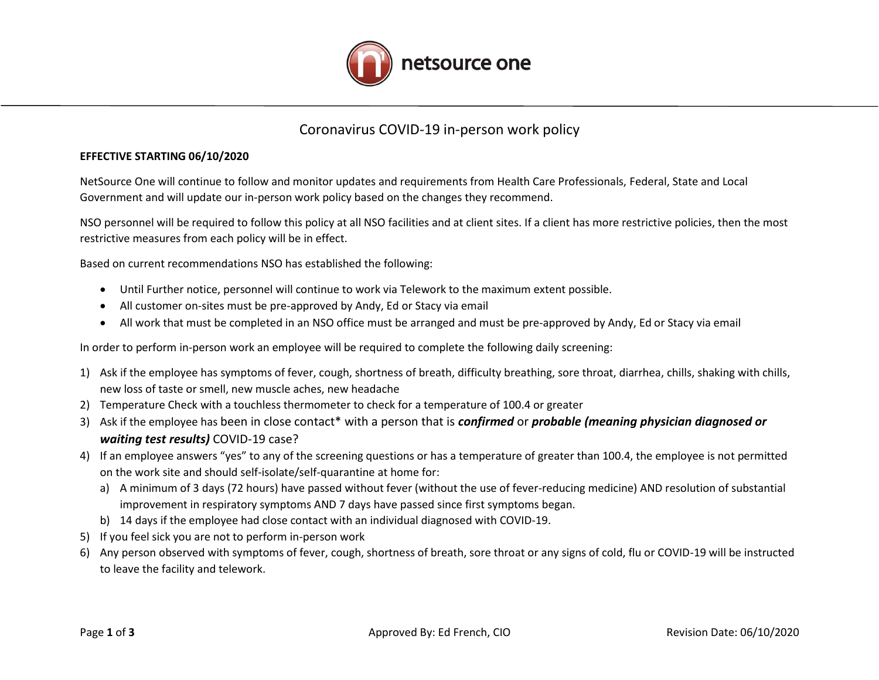# Coronavirus COVID-19 in-person work policy

**EFFECTIVE STARTING 06/10/2020**

NetSource One will continue to follow and monitor updates and requirements from Health Care Professionals, Federal, State and Local Government and will update our in-person work policy based on the changes they recommend.

NSO personnel will be required to follow this policy at all NSO facilities and at client sites. If a client has more restrictive policies, then the most restrictive measures from each policy will be in effect.

Based on current recommendations NSO has established the following:

- Until Further notice, personnel will continue to work via Telework to the maximum extent possible.
- All customer on-sites must be pre-approved by Andy, Ed or Stacy via email
- All work that must be completed in an NSO office must be arranged and must be pre-approved by Andy, Ed or Stacy via email

In order to perform in-person work an employee will be required to complete the following daily screening:

1) Ask if the employee has symptoms of fever, cough, shortness of breath, difficulty breathing, sore throat, diarrhea, chills, shaking with chills, new loss of taste or smell, new muscle aches, new headache
2) Temperature Check with a touchless thermometer to check for a temperature of 100.4 or greater
3) Ask if the employee has been in close contact* with a person that is ***confirmed*** or ***probable (meaning physician diagnosed or waiting test results)*** COVID-19 case?
4) If an employee answers "yes" to any of the screening questions or has a temperature of greater than 100.4, the employee is not permitted on the work site and should self-isolate/self-quarantine at home for:
   a) A minimum of 3 days (72 hours) have passed without fever (without the use of fever-reducing medicine) AND resolution of substantial improvement in respiratory symptoms AND 7 days have passed since first symptoms began.
   b) 14 days if the employee had close contact with an individual diagnosed with COVID-19.
5) If you feel sick you are not to perform in-person work
6) Any person observed with symptoms of fever, cough, shortness of breath, sore throat or any signs of cold, flu or COVID-19 will be instructed to leave the facility and telework.

Approved By: Ed French, CIO

Revision Date: 06/10/2020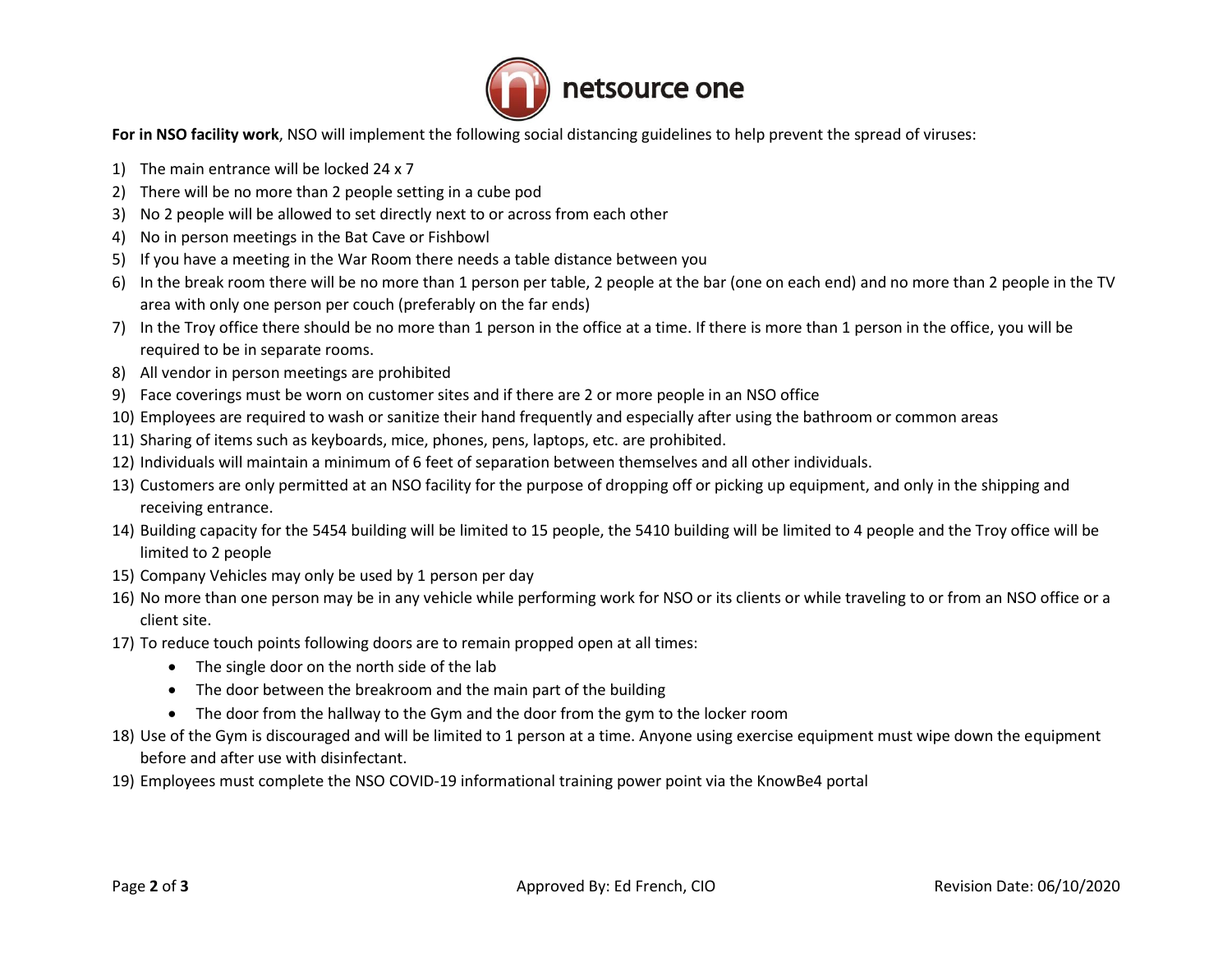**For in NSO facility work**, NSO will implement the following social distancing guidelines to help prevent the spread of viruses:

1) The main entrance will be locked 24 x 7
2) There will be no more than 2 people setting in a cube pod
3) No 2 people will be allowed to set directly next to or across from each other
4) No in person meetings in the Bat Cave or Fishbowl
5) If you have a meeting in the War Room there needs a table distance between you
6) In the break room there will be no more than 1 person per table, 2 people at the bar (one on each end) and no more than 2 people in the TV area with only one person per couch (preferably on the far ends)
7) In the Troy office there should be no more than 1 person in the office at a time. If there is more than 1 person in the office, you will be required to be in separate rooms.
8) All vendor in person meetings are prohibited
9) Face coverings must be worn on customer sites and if there are 2 or more people in an NSO office
10) Employees are required to wash or sanitize their hand frequently and especially after using the bathroom or common areas
11) Sharing of items such as keyboards, mice, phones, pens, laptops, etc. are prohibited.
12) Individuals will maintain a minimum of 6 feet of separation between themselves and all other individuals.
13) Customers are only permitted at an NSO facility for the purpose of dropping off or picking up equipment, and only in the shipping and receiving entrance.
14) Building capacity for the 5454 building will be limited to 15 people, the 5410 building will be limited to 4 people and the Troy office will be limited to 2 people
15) Company Vehicles may only be used by 1 person per day
16) No more than one person may be in any vehicle while performing work for NSO or its clients or while traveling to or from an NSO office or a client site.
17) To reduce touch points following doors are to remain propped open at all times:
    - The single door on the north side of the lab
    - The door between the breakroom and the main part of the building
    - The door from the hallway to the Gym and the door from the gym to the locker room
18) Use of the Gym is discouraged and will be limited to 1 person at a time. Anyone using exercise equipment must wipe down the equipment before and after use with disinfectant.
19) Employees must complete the NSO COVID-19 informational training power point via the KnowBe4 portal

Approved By: Ed French, CIO

Revision Date: 06/10/2020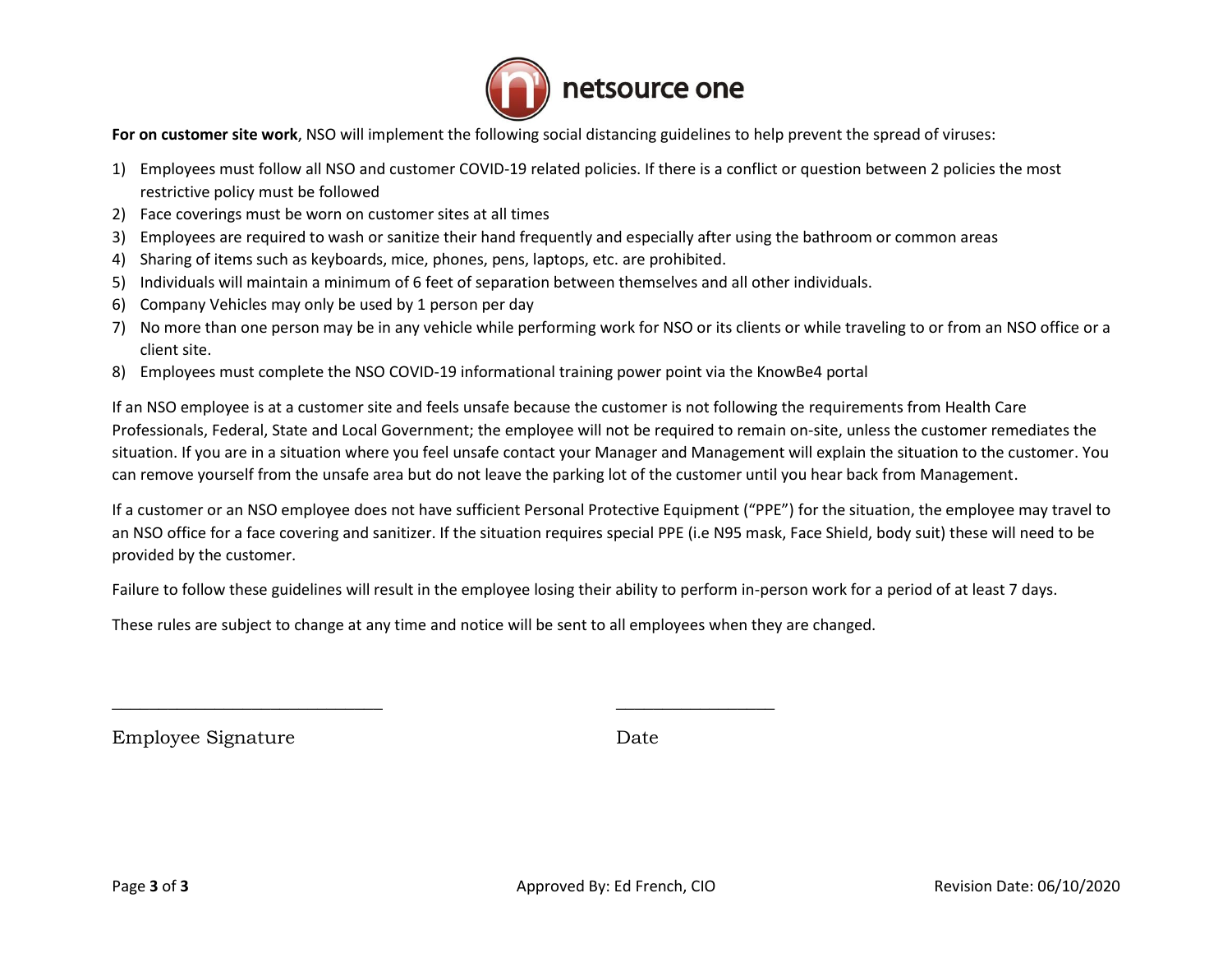netsource one

**For on customer site work**, NSO will implement the following social distancing guidelines to help prevent the spread of viruses:

1) Employees must follow all NSO and customer COVID-19 related policies. If there is a conflict or question between 2 policies the most restrictive policy must be followed
2) Face coverings must be worn on customer sites at all times
3) Employees are required to wash or sanitize their hand frequently and especially after using the bathroom or common areas
4) Sharing of items such as keyboards, mice, phones, pens, laptops, etc. are prohibited.
5) Individuals will maintain a minimum of 6 feet of separation between themselves and all other individuals.
6) Company Vehicles may only be used by 1 person per day
7) No more than one person may be in any vehicle while performing work for NSO or its clients or while traveling to or from an NSO office or a client site.
8) Employees must complete the NSO COVID-19 informational training power point via the KnowBe4 portal

If an NSO employee is at a customer site and feels unsafe because the customer is not following the requirements from Health Care Professionals, Federal, State and Local Government; the employee will not be required to remain on-site, unless the customer remediates the situation. If you are in a situation where you feel unsafe contact your Manager and Management will explain the situation to the customer. You can remove yourself from the unsafe area but do not leave the parking lot of the customer until you hear back from Management.

If a customer or an NSO employee does not have sufficient Personal Protective Equipment ("PPE") for the situation, the employee may travel to an NSO office for a face covering and sanitizer. If the situation requires special PPE (i.e N95 mask, Face Shield, body suit) these will need to be provided by the customer.

Failure to follow these guidelines will result in the employee losing their ability to perform in-person work for a period of at least 7 days.

These rules are subject to change at any time and notice will be sent to all employees when they are changed.

______________________________ __________________

Employee Signature Date

Approved By: Ed French, CIO

Revision Date: 06/10/2020